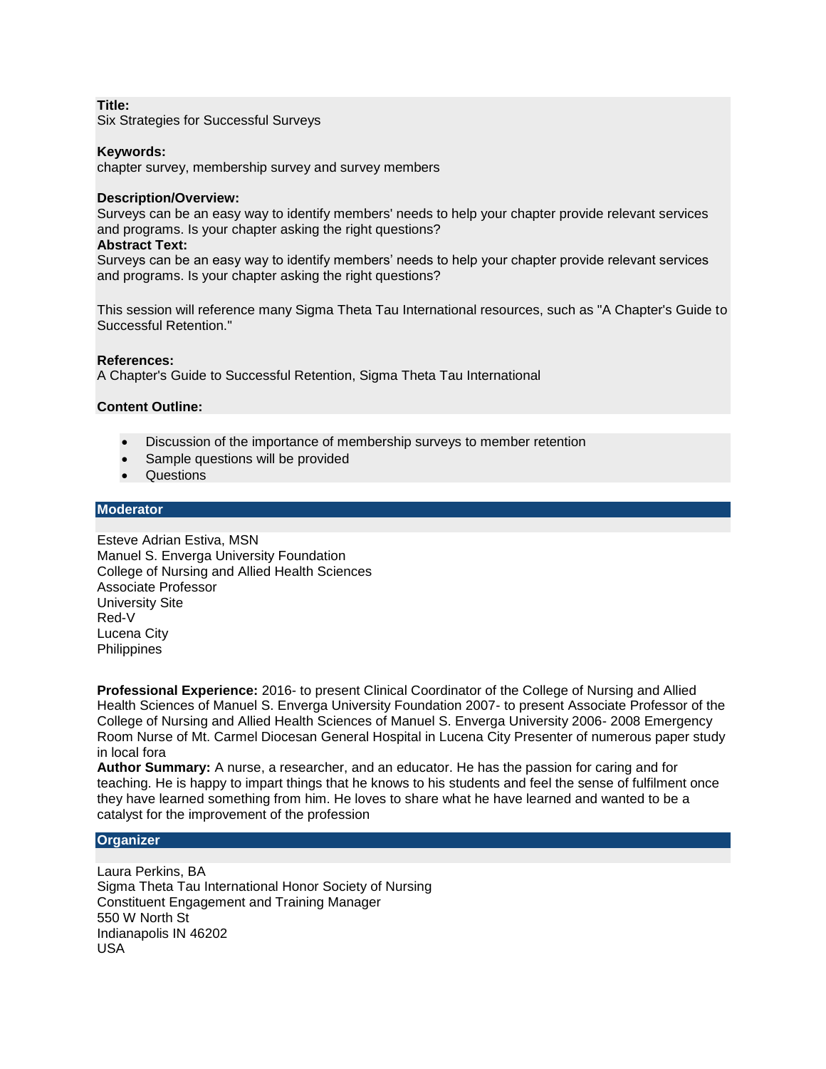**Title:**
Six Strategies for Successful Surveys

**Keywords:**
chapter survey, membership survey and survey members

**Description/Overview:**
Surveys can be an easy way to identify members' needs to help your chapter provide relevant services and programs. Is your chapter asking the right questions?

**Abstract Text:**
Surveys can be an easy way to identify members' needs to help your chapter provide relevant services and programs. Is your chapter asking the right questions?

This session will reference many Sigma Theta Tau International resources, such as "A Chapter's Guide to Successful Retention."

**References:**
A Chapter's Guide to Successful Retention, Sigma Theta Tau International

**Content Outline:**

- Discussion of the importance of membership surveys to member retention
- Sample questions will be provided
- Questions

## Moderator

Esteve Adrian Estiva, MSN
Manuel S. Enverga University Foundation
College of Nursing and Allied Health Sciences
Associate Professor
University Site
Red-V
Lucena City
Philippines

**Professional Experience:** 2016- to present Clinical Coordinator of the College of Nursing and Allied Health Sciences of Manuel S. Enverga University Foundation 2007- to present Associate Professor of the College of Nursing and Allied Health Sciences of Manuel S. Enverga University 2006- 2008 Emergency Room Nurse of Mt. Carmel Diocesan General Hospital in Lucena City Presenter of numerous paper study in local fora

**Author Summary:** A nurse, a researcher, and an educator. He has the passion for caring and for teaching. He is happy to impart things that he knows to his students and feel the sense of fulfilment once they have learned something from him. He loves to share what he have learned and wanted to be a catalyst for the improvement of the profession

## Organizer

Laura Perkins, BA
Sigma Theta Tau International Honor Society of Nursing
Constituent Engagement and Training Manager
550 W North St
Indianapolis IN 46202
USA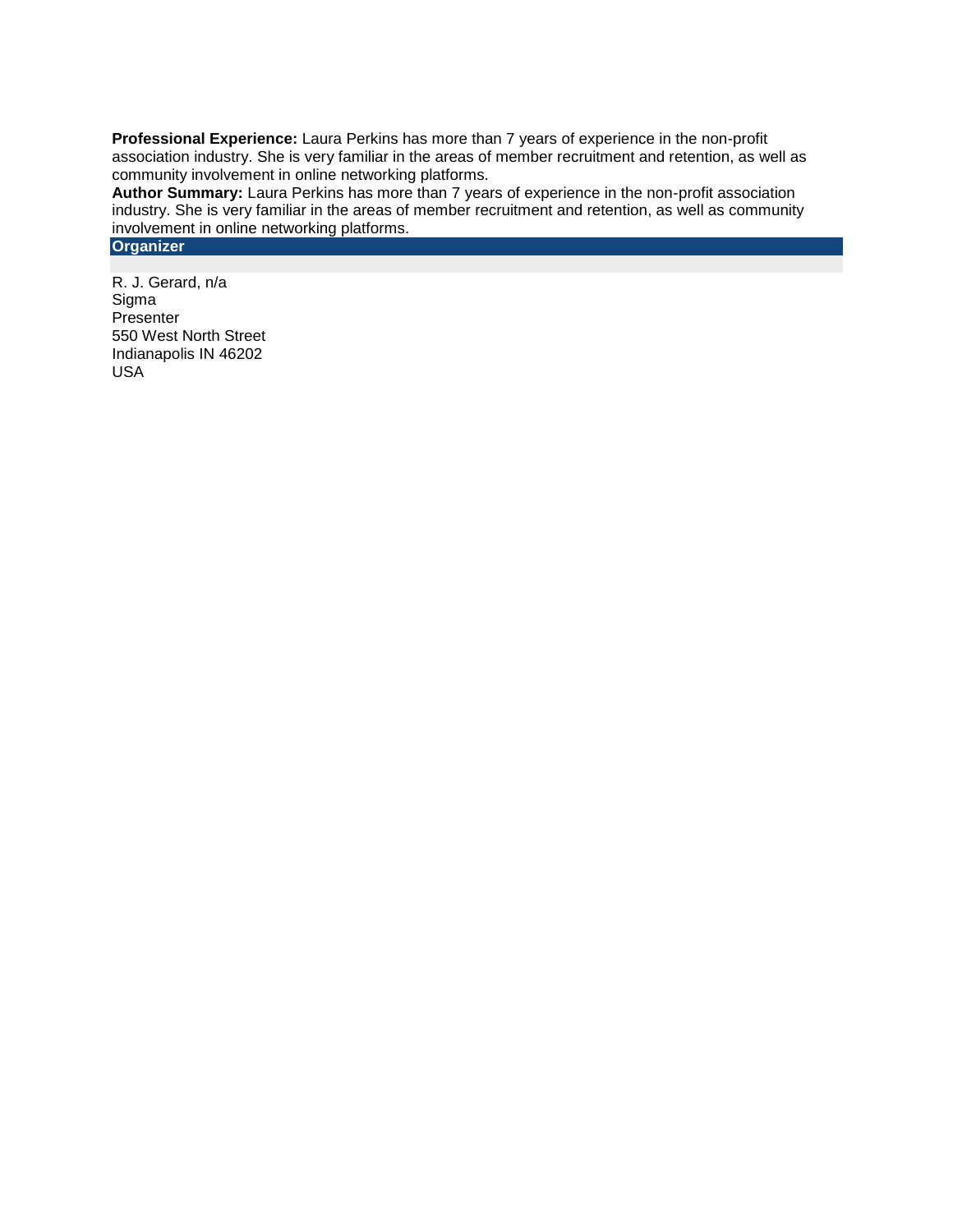**Professional Experience:** Laura Perkins has more than 7 years of experience in the non-profit association industry. She is very familiar in the areas of member recruitment and retention, as well as community involvement in online networking platforms.
**Author Summary:** Laura Perkins has more than 7 years of experience in the non-profit association industry. She is very familiar in the areas of member recruitment and retention, as well as community involvement in online networking platforms.

## Organizer

R. J. Gerard, n/a
Sigma
Presenter
550 West North Street
Indianapolis IN 46202
USA